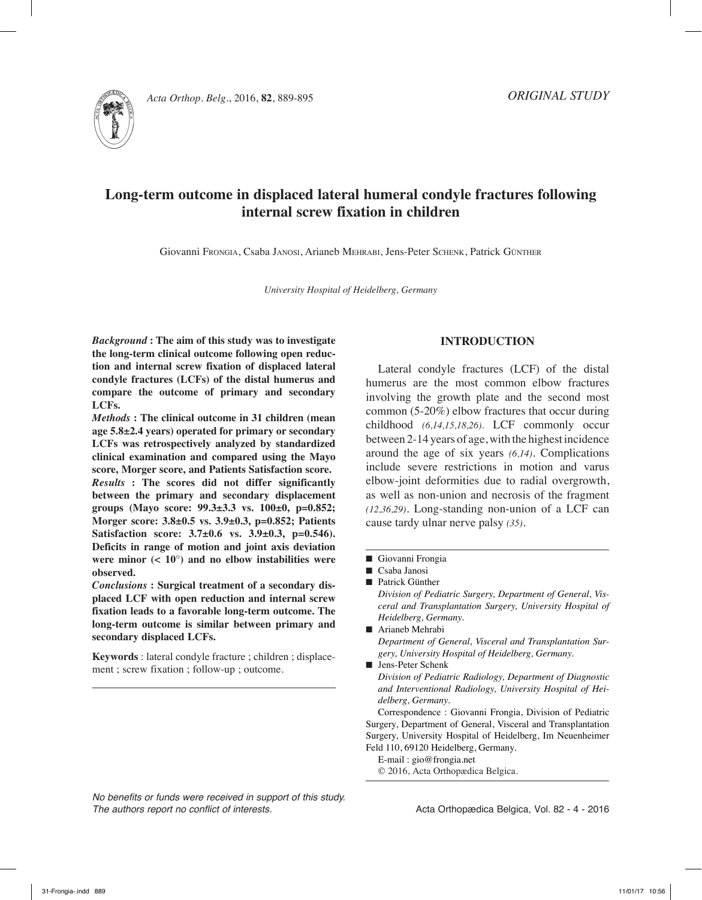*ORIGINAL STUDY*

# Long-term outcome in displaced lateral humeral condyle fractures following internal screw fixation in children

Giovanni Frongia, Csaba Janosi, Arianeb Mehrabi, Jens-Peter Schenk, Patrick Günther

*University Hospital of Heidelberg, Germany*

***Background*** **: The aim of this study was to investigate the long-term clinical outcome following open reduction and internal screw fixation of displaced lateral condyle fractures (LCFs) of the distal humerus and compare the outcome of primary and secondary LCFs.**

***Methods*** **: The clinical outcome in 31 children (mean age 5.8±2.4 years) operated for primary or secondary LCFs was retrospectively analyzed by standardized clinical examination and compared using the Mayo score, Morger score, and Patients Satisfaction score.**

***Results*** **: The scores did not differ significantly between the primary and secondary displacement groups (Mayo score: 99.3±3.3 vs. 100±0, p=0.852; Morger score: 3.8±0.5 vs. 3.9±0.3, p=0.852; Patients Satisfaction score: 3.7±0.6 vs. 3.9±0.3, p=0.546). Deficits in range of motion and joint axis deviation were minor (< 10°) and no elbow instabilities were observed.**

***Conclusions*** **: Surgical treatment of a secondary displaced LCF with open reduction and internal screw fixation leads to a favorable long-term outcome. The long-term outcome is similar between primary and secondary displaced LCFs.**

**Keywords** : lateral condyle fracture ; children ; displacement ; screw fixation ; follow-up ; outcome.

## INTRODUCTION

Lateral condyle fractures (LCF) of the distal humerus are the most common elbow fractures involving the growth plate and the second most common (5-20%) elbow fractures that occur during childhood *(6,14,15,18,26).* LCF commonly occur between 2-14 years of age, with the highest incidence around the age of six years *(6,14)*. Complications include severe restrictions in motion and varus elbow-joint deformities due to radial overgrowth, as well as non-union and necrosis of the fragment *(12,36,29)*. Long-standing non-union of a LCF can cause tardy ulnar nerve palsy *(35)*.

---

- Giovanni Frongia
- Csaba Janosi
- Patrick Günther
  *Division of Pediatric Surgery, Department of General, Visceral and Transplantation Surgery, University Hospital of Heidelberg, Germany.*
- Arianeb Mehrabi
  *Department of General, Visceral and Transplantation Surgery, University Hospital of Heidelberg, Germany.*
- Jens-Peter Schenk
  *Division of Pediatric Radiology, Department of Diagnostic and Interventional Radiology, University Hospital of Heidelberg, Germany.*

Correspondence : Giovanni Frongia, Division of Pediatric Surgery, Department of General, Visceral and Transplantation Surgery, University Hospital of Heidelberg, Im Neuenheimer Feld 110, 69120 Heidelberg, Germany.

E-mail : gio@frongia.net

© 2016, Acta Orthopædica Belgica.

---

*No benefits or funds were received in support of this study. The authors report no conflict of interests.*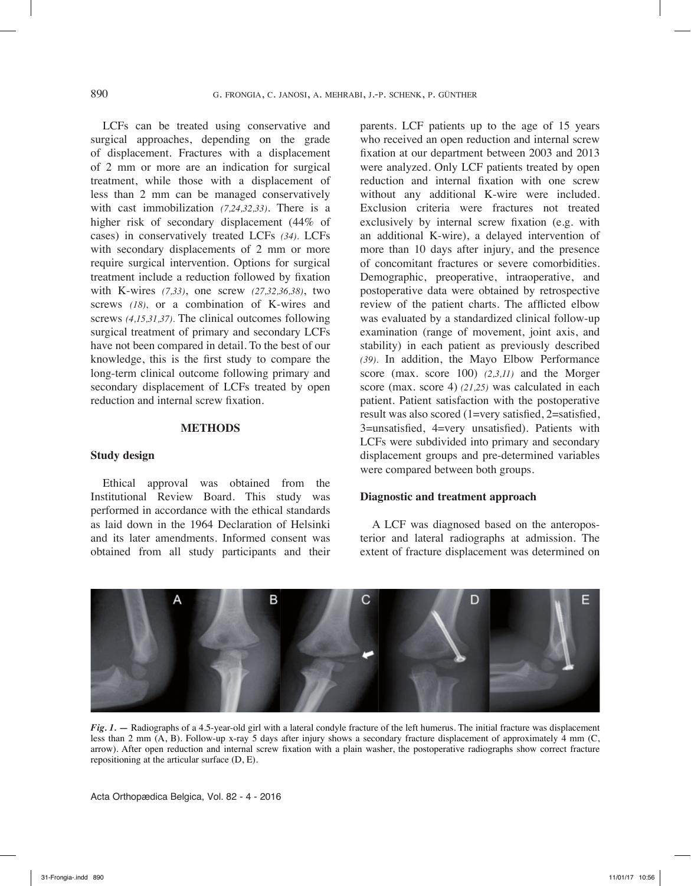LCFs can be treated using conservative and surgical approaches, depending on the grade of displacement. Fractures with a displacement of 2 mm or more are an indication for surgical treatment, while those with a displacement of less than 2 mm can be managed conservatively with cast immobilization *(7,24,32,33)*. There is a higher risk of secondary displacement (44% of cases) in conservatively treated LCFs *(34)*. LCFs with secondary displacements of 2 mm or more require surgical intervention. Options for surgical treatment include a reduction followed by fixation with K-wires *(7,33)*, one screw *(27,32,36,38)*, two screws *(18)*, or a combination of K-wires and screws *(4,15,31,37)*. The clinical outcomes following surgical treatment of primary and secondary LCFs have not been compared in detail. To the best of our knowledge, this is the first study to compare the long-term clinical outcome following primary and secondary displacement of LCFs treated by open reduction and internal screw fixation.

## METHODS

### Study design

Ethical approval was obtained from the Institutional Review Board. This study was performed in accordance with the ethical standards as laid down in the 1964 Declaration of Helsinki and its later amendments. Informed consent was obtained from all study participants and their parents. LCF patients up to the age of 15 years who received an open reduction and internal screw fixation at our department between 2003 and 2013 were analyzed. Only LCF patients treated by open reduction and internal fixation with one screw without any additional K-wire were included. Exclusion criteria were fractures not treated exclusively by internal screw fixation (e.g. with an additional K-wire), a delayed intervention of more than 10 days after injury, and the presence of concomitant fractures or severe comorbidities. Demographic, preoperative, intraoperative, and postoperative data were obtained by retrospective review of the patient charts. The afflicted elbow was evaluated by a standardized clinical follow-up examination (range of movement, joint axis, and stability) in each patient as previously described *(39)*. In addition, the Mayo Elbow Performance score (max. score 100) *(2,3,11)* and the Morger score (max. score 4) *(21,25)* was calculated in each patient. Patient satisfaction with the postoperative result was also scored (1=very satisfied, 2=satisfied, 3=unsatisfied, 4=very unsatisfied). Patients with LCFs were subdivided into primary and secondary displacement groups and pre-determined variables were compared between both groups.

### Diagnostic and treatment approach

A LCF was diagnosed based on the anteroposterior and lateral radiographs at admission. The extent of fracture displacement was determined on

***Fig. 1.*** — Radiographs of a 4.5-year-old girl with a lateral condyle fracture of the left humerus. The initial fracture was displacement less than 2 mm (A, B). Follow-up x-ray 5 days after injury shows a secondary fracture displacement of approximately 4 mm (C, arrow). After open reduction and internal screw fixation with a plain washer, the postoperative radiographs show correct fracture repositioning at the articular surface (D, E).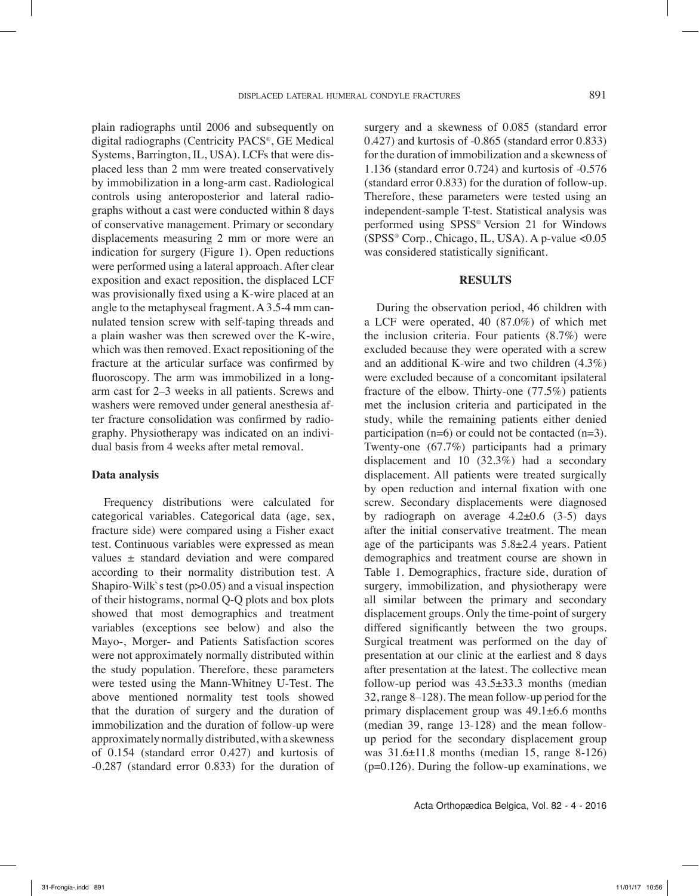plain radiographs until 2006 and subsequently on digital radiographs (Centricity PACS®, GE Medical Systems, Barrington, IL, USA). LCFs that were displaced less than 2 mm were treated conservatively by immobilization in a long-arm cast. Radiological controls using anteroposterior and lateral radiographs without a cast were conducted within 8 days of conservative management. Primary or secondary displacements measuring 2 mm or more were an indication for surgery (Figure 1). Open reductions were performed using a lateral approach. After clear exposition and exact reposition, the displaced LCF was provisionally fixed using a K-wire placed at an angle to the metaphyseal fragment. A 3.5-4 mm cannulated tension screw with self-taping threads and a plain washer was then screwed over the K-wire, which was then removed. Exact repositioning of the fracture at the articular surface was confirmed by fluoroscopy. The arm was immobilized in a long-arm cast for 2–3 weeks in all patients. Screws and washers were removed under general anesthesia after fracture consolidation was confirmed by radiography. Physiotherapy was indicated on an individual basis from 4 weeks after metal removal.

### Data analysis

Frequency distributions were calculated for categorical variables. Categorical data (age, sex, fracture side) were compared using a Fisher exact test. Continuous variables were expressed as mean values ± standard deviation and were compared according to their normality distribution test. A Shapiro-Wilk`s test ($p>0.05$) and a visual inspection of their histograms, normal Q-Q plots and box plots showed that most demographics and treatment variables (exceptions see below) and also the Mayo-, Morger- and Patients Satisfaction scores were not approximately normally distributed within the study population. Therefore, these parameters were tested using the Mann-Whitney U-Test. The above mentioned normality test tools showed that the duration of surgery and the duration of immobilization and the duration of follow-up were approximately normally distributed, with a skewness of 0.154 (standard error 0.427) and kurtosis of -0.287 (standard error 0.833) for the duration of surgery and a skewness of 0.085 (standard error 0.427) and kurtosis of -0.865 (standard error 0.833) for the duration of immobilization and a skewness of 1.136 (standard error 0.724) and kurtosis of -0.576 (standard error 0.833) for the duration of follow-up. Therefore, these parameters were tested using an independent-sample T-test. Statistical analysis was performed using SPSS® Version 21 for Windows (SPSS® Corp., Chicago, IL, USA). A p-value $<0.05$ was considered statistically significant.

## RESULTS

During the observation period, 46 children with a LCF were operated, 40 (87.0%) of which met the inclusion criteria. Four patients (8.7%) were excluded because they were operated with a screw and an additional K-wire and two children (4.3%) were excluded because of a concomitant ipsilateral fracture of the elbow. Thirty-one (77.5%) patients met the inclusion criteria and participated in the study, while the remaining patients either denied participation (n=6) or could not be contacted (n=3). Twenty-one (67.7%) participants had a primary displacement and 10 (32.3%) had a secondary displacement. All patients were treated surgically by open reduction and internal fixation with one screw. Secondary displacements were diagnosed by radiograph on average 4.2±0.6 (3-5) days after the initial conservative treatment. The mean age of the participants was 5.8±2.4 years. Patient demographics and treatment course are shown in Table 1. Demographics, fracture side, duration of surgery, immobilization, and physiotherapy were all similar between the primary and secondary displacement groups. Only the time-point of surgery differed significantly between the two groups. Surgical treatment was performed on the day of presentation at our clinic at the earliest and 8 days after presentation at the latest. The collective mean follow-up period was 43.5±33.3 months (median 32, range 8–128). The mean follow-up period for the primary displacement group was 49.1±6.6 months (median 39, range 13-128) and the mean follow-up period for the secondary displacement group was 31.6±11.8 months (median 15, range 8-126) ($p=0.126$). During the follow-up examinations, we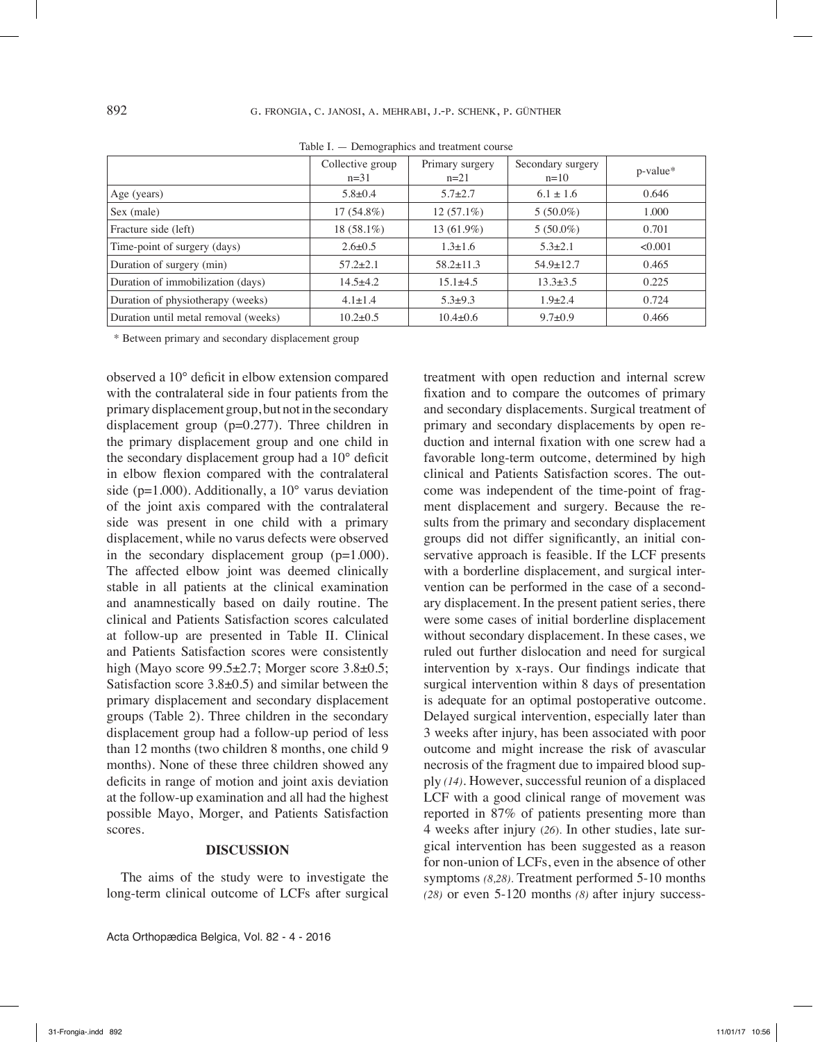Table I. — Demographics and treatment course

| | Collective group n=31 | Primary surgery n=21 | Secondary surgery n=10 | p-value* |
|---|---|---|---|---|
| Age (years) | 5.8±0.4 | 5.7±2.7 | 6.1 ± 1.6 | 0.646 |
| Sex (male) | 17 (54.8%) | 12 (57.1%) | 5 (50.0%) | 1.000 |
| Fracture side (left) | 18 (58.1%) | 13 (61.9%) | 5 (50.0%) | 0.701 |
| Time-point of surgery (days) | 2.6±0.5 | 1.3±1.6 | 5.3±2.1 | <0.001 |
| Duration of surgery (min) | 57.2±2.1 | 58.2±11.3 | 54.9±12.7 | 0.465 |
| Duration of immobilization (days) | 14.5±4.2 | 15.1±4.5 | 13.3±3.5 | 0.225 |
| Duration of physiotherapy (weeks) | 4.1±1.4 | 5.3±9.3 | 1.9±2.4 | 0.724 |
| Duration until metal removal (weeks) | 10.2±0.5 | 10.4±0.6 | 9.7±0.9 | 0.466 |

\* Between primary and secondary displacement group

observed a 10° deficit in elbow extension compared with the contralateral side in four patients from the primary displacement group, but not in the secondary displacement group (p=0.277). Three children in the primary displacement group and one child in the secondary displacement group had a 10° deficit in elbow flexion compared with the contralateral side (p=1.000). Additionally, a 10° varus deviation of the joint axis compared with the contralateral side was present in one child with a primary displacement, while no varus defects were observed in the secondary displacement group (p=1.000). The affected elbow joint was deemed clinically stable in all patients at the clinical examination and anamnestically based on daily routine. The clinical and Patients Satisfaction scores calculated at follow-up are presented in Table II. Clinical and Patients Satisfaction scores were consistently high (Mayo score 99.5±2.7; Morger score 3.8±0.5; Satisfaction score 3.8±0.5) and similar between the primary displacement and secondary displacement groups (Table 2). Three children in the secondary displacement group had a follow-up period of less than 12 months (two children 8 months, one child 9 months). None of these three children showed any deficits in range of motion and joint axis deviation at the follow-up examination and all had the highest possible Mayo, Morger, and Patients Satisfaction scores.

## DISCUSSION

The aims of the study were to investigate the long-term clinical outcome of LCFs after surgical treatment with open reduction and internal screw fixation and to compare the outcomes of primary and secondary displacements. Surgical treatment of primary and secondary displacements by open reduction and internal fixation with one screw had a favorable long-term outcome, determined by high clinical and Patients Satisfaction scores. The outcome was independent of the time-point of fragment displacement and surgery. Because the results from the primary and secondary displacement groups did not differ significantly, an initial conservative approach is feasible. If the LCF presents with a borderline displacement, and surgical intervention can be performed in the case of a secondary displacement. In the present patient series, there were some cases of initial borderline displacement without secondary displacement. In these cases, we ruled out further dislocation and need for surgical intervention by x-rays. Our findings indicate that surgical intervention within 8 days of presentation is adequate for an optimal postoperative outcome. Delayed surgical intervention, especially later than 3 weeks after injury, has been associated with poor outcome and might increase the risk of avascular necrosis of the fragment due to impaired blood supply *(14)*. However, successful reunion of a displaced LCF with a good clinical range of movement was reported in 87% of patients presenting more than 4 weeks after injury *(26)*. In other studies, late surgical intervention has been suggested as a reason for non-union of LCFs, even in the absence of other symptoms *(8,28)*. Treatment performed 5-10 months *(28)* or even 5-120 months *(8)* after injury success-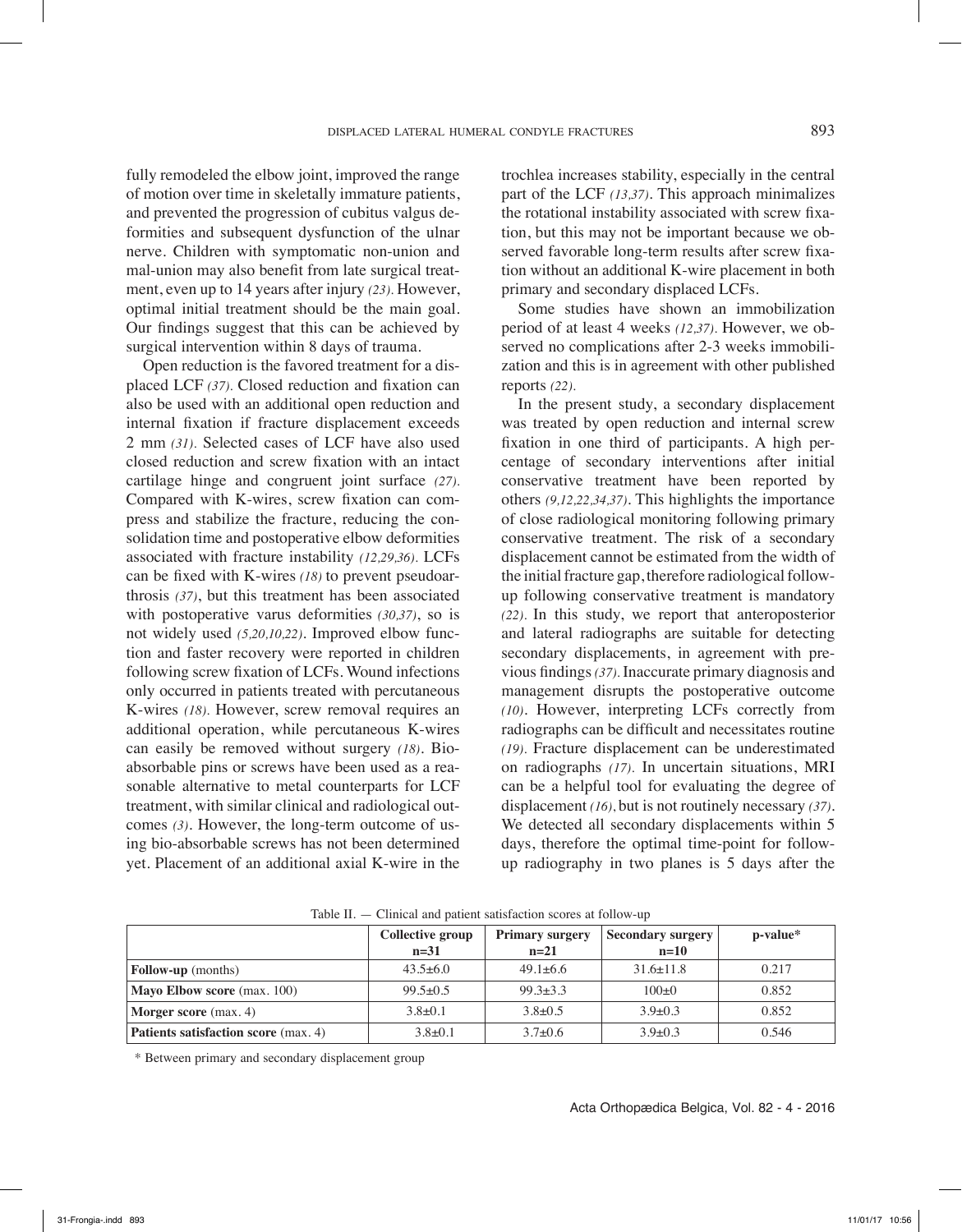fully remodeled the elbow joint, improved the range of motion over time in skeletally immature patients, and prevented the progression of cubitus valgus deformities and subsequent dysfunction of the ulnar nerve. Children with symptomatic non-union and mal-union may also benefit from late surgical treatment, even up to 14 years after injury *(23)*. However, optimal initial treatment should be the main goal. Our findings suggest that this can be achieved by surgical intervention within 8 days of trauma.

Open reduction is the favored treatment for a displaced LCF *(37)*. Closed reduction and fixation can also be used with an additional open reduction and internal fixation if fracture displacement exceeds 2 mm *(31)*. Selected cases of LCF have also used closed reduction and screw fixation with an intact cartilage hinge and congruent joint surface *(27)*. Compared with K-wires, screw fixation can compress and stabilize the fracture, reducing the consolidation time and postoperative elbow deformities associated with fracture instability *(12,29,36)*. LCFs can be fixed with K-wires *(18)* to prevent pseudoarthrosis *(37)*, but this treatment has been associated with postoperative varus deformities *(30,37)*, so is not widely used *(5,20,10,22)*. Improved elbow function and faster recovery were reported in children following screw fixation of LCFs. Wound infections only occurred in patients treated with percutaneous K-wires *(18)*. However, screw removal requires an additional operation, while percutaneous K-wires can easily be removed without surgery *(18)*. Bio-absorbable pins or screws have been used as a reasonable alternative to metal counterparts for LCF treatment, with similar clinical and radiological outcomes *(3)*. However, the long-term outcome of using bio-absorbable screws has not been determined yet. Placement of an additional axial K-wire in the trochlea increases stability, especially in the central part of the LCF *(13,37)*. This approach minimalizes the rotational instability associated with screw fixation, but this may not be important because we observed favorable long-term results after screw fixation without an additional K-wire placement in both primary and secondary displaced LCFs.

Some studies have shown an immobilization period of at least 4 weeks *(12,37)*. However, we observed no complications after 2-3 weeks immobilization and this is in agreement with other published reports *(22)*.

In the present study, a secondary displacement was treated by open reduction and internal screw fixation in one third of participants. A high percentage of secondary interventions after initial conservative treatment have been reported by others *(9,12,22,34,37)*. This highlights the importance of close radiological monitoring following primary conservative treatment. The risk of a secondary displacement cannot be estimated from the width of the initial fracture gap, therefore radiological follow-up following conservative treatment is mandatory *(22)*. In this study, we report that anteroposterior and lateral radiographs are suitable for detecting secondary displacements, in agreement with previous findings *(37)*. Inaccurate primary diagnosis and management disrupts the postoperative outcome *(10)*. However, interpreting LCFs correctly from radiographs can be difficult and necessitates routine *(19)*. Fracture displacement can be underestimated on radiographs *(17)*. In uncertain situations, MRI can be a helpful tool for evaluating the degree of displacement *(16)*, but is not routinely necessary *(37)*. We detected all secondary displacements within 5 days, therefore the optimal time-point for follow-up radiography in two planes is 5 days after the

Table II. — Clinical and patient satisfaction scores at follow-up

| | Collective group n=31 | Primary surgery n=21 | Secondary surgery n=10 | p-value* |
|---|---|---|---|---|
| **Follow-up** (months) | 43.5±6.0 | 49.1±6.6 | 31.6±11.8 | 0.217 |
| **Mayo Elbow score** (max. 100) | 99.5±0.5 | 99.3±3.3 | 100±0 | 0.852 |
| **Morger score** (max. 4) | 3.8±0.1 | 3.8±0.5 | 3.9±0.3 | 0.852 |
| **Patients satisfaction score** (max. 4) | 3.8±0.1 | 3.7±0.6 | 3.9±0.3 | 0.546 |

\* Between primary and secondary displacement group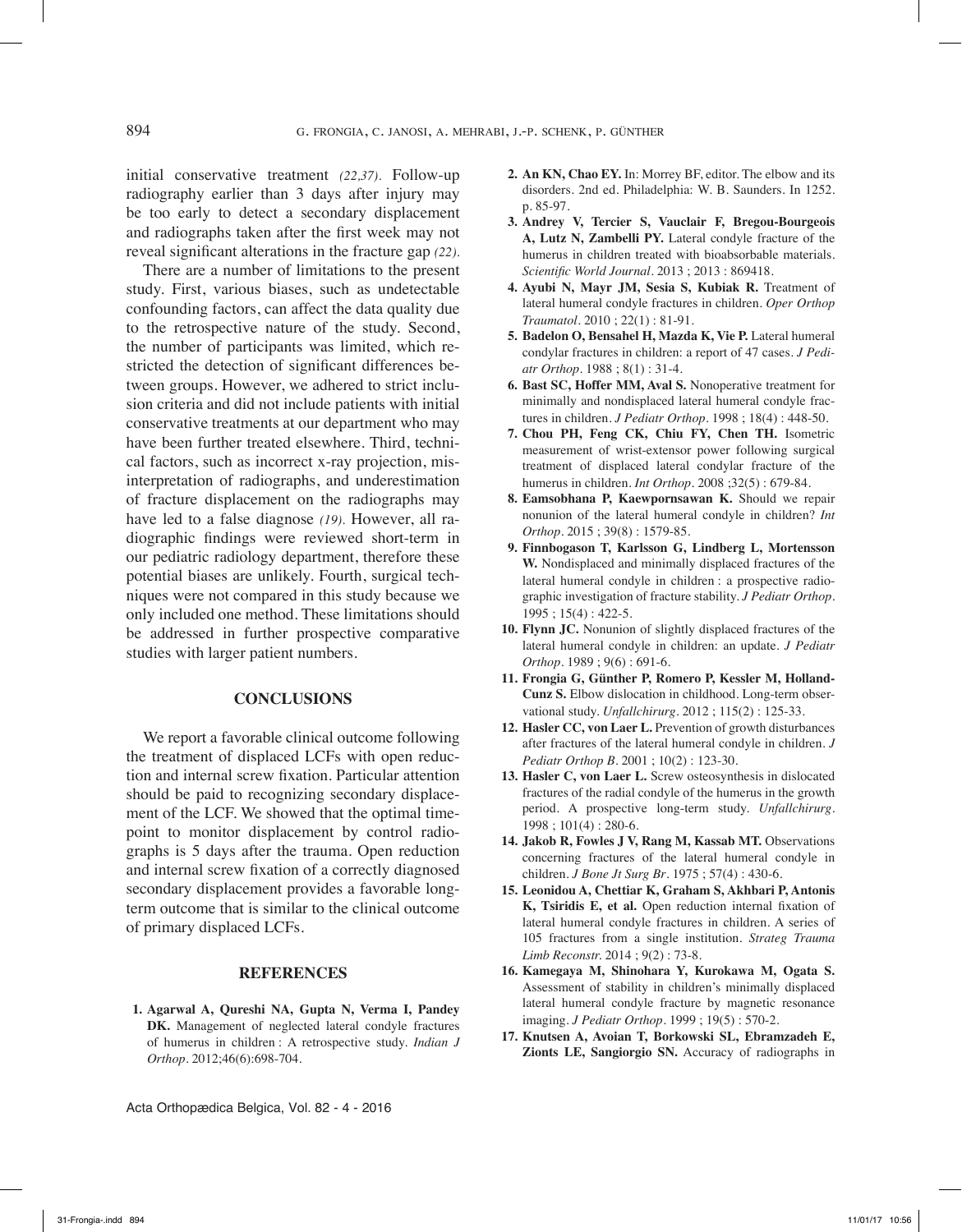initial conservative treatment *(22,37)*. Follow-up radiography earlier than 3 days after injury may be too early to detect a secondary displacement and radiographs taken after the first week may not reveal significant alterations in the fracture gap *(22)*.

There are a number of limitations to the present study. First, various biases, such as undetectable confounding factors, can affect the data quality due to the retrospective nature of the study. Second, the number of participants was limited, which restricted the detection of significant differences between groups. However, we adhered to strict inclusion criteria and did not include patients with initial conservative treatments at our department who may have been further treated elsewhere. Third, technical factors, such as incorrect x-ray projection, misinterpretation of radiographs, and underestimation of fracture displacement on the radiographs may have led to a false diagnose *(19)*. However, all radiographic findings were reviewed short-term in our pediatric radiology department, therefore these potential biases are unlikely. Fourth, surgical techniques were not compared in this study because we only included one method. These limitations should be addressed in further prospective comparative studies with larger patient numbers.

## CONCLUSIONS

We report a favorable clinical outcome following the treatment of displaced LCFs with open reduction and internal screw fixation. Particular attention should be paid to recognizing secondary displacement of the LCF. We showed that the optimal timepoint to monitor displacement by control radiographs is 5 days after the trauma. Open reduction and internal screw fixation of a correctly diagnosed secondary displacement provides a favorable long-term outcome that is similar to the clinical outcome of primary displaced LCFs.

## REFERENCES

1. **Agarwal A, Qureshi NA, Gupta N, Verma I, Pandey DK.** Management of neglected lateral condyle fractures of humerus in children : A retrospective study. *Indian J Orthop*. 2012;46(6):698-704.
2. **An KN, Chao EY.** In: Morrey BF, editor. The elbow and its disorders. 2nd ed. Philadelphia: W. B. Saunders. In 1252. p. 85-97.
3. **Andrey V, Tercier S, Vauclair F, Bregou-Bourgeois A, Lutz N, Zambelli PY.** Lateral condyle fracture of the humerus in children treated with bioabsorbable materials. *Scientific World Journal*. 2013 ; 2013 : 869418.
4. **Ayubi N, Mayr JM, Sesia S, Kubiak R.** Treatment of lateral humeral condyle fractures in children. *Oper Orthop Traumatol*. 2010 ; 22(1) : 81-91.
5. **Badelon O, Bensahel H, Mazda K, Vie P.** Lateral humeral condylar fractures in children: a report of 47 cases. *J Pediatr Orthop*. 1988 ; 8(1) : 31-4.
6. **Bast SC, Hoffer MM, Aval S.** Nonoperative treatment for minimally and nondisplaced lateral humeral condyle fractures in children. *J Pediatr Orthop*. 1998 ; 18(4) : 448-50.
7. **Chou PH, Feng CK, Chiu FY, Chen TH.** Isometric measurement of wrist-extensor power following surgical treatment of displaced lateral condylar fracture of the humerus in children. *Int Orthop*. 2008 ;32(5) : 679-84.
8. **Eamsobhana P, Kaewpornsawan K.** Should we repair nonunion of the lateral humeral condyle in children? *Int Orthop*. 2015 ; 39(8) : 1579-85.
9. **Finnbogason T, Karlsson G, Lindberg L, Mortensson W.** Nondisplaced and minimally displaced fractures of the lateral humeral condyle in children : a prospective radiographic investigation of fracture stability. *J Pediatr Orthop*. 1995 ; 15(4) : 422-5.
10. **Flynn JC.** Nonunion of slightly displaced fractures of the lateral humeral condyle in children: an update. *J Pediatr Orthop*. 1989 ; 9(6) : 691-6.
11. **Frongia G, Günther P, Romero P, Kessler M, Holland-Cunz S.** Elbow dislocation in childhood. Long-term observational study. *Unfallchirurg*. 2012 ; 115(2) : 125-33.
12. **Hasler CC, von Laer L.** Prevention of growth disturbances after fractures of the lateral humeral condyle in children. *J Pediatr Orthop B*. 2001 ; 10(2) : 123-30.
13. **Hasler C, von Laer L.** Screw osteosynthesis in dislocated fractures of the radial condyle of the humerus in the growth period. A prospective long-term study. *Unfallchirurg*. 1998 ; 101(4) : 280-6.
14. **Jakob R, Fowles J V, Rang M, Kassab MT.** Observations concerning fractures of the lateral humeral condyle in children. *J Bone Jt Surg Br*. 1975 ; 57(4) : 430-6.
15. **Leonidou A, Chettiar K, Graham S, Akhbari P, Antonis K, Tsiridis E, et al.** Open reduction internal fixation of lateral humeral condyle fractures in children. A series of 105 fractures from a single institution. *Strateg Trauma Limb Reconstr.* 2014 ; 9(2) : 73-8.
16. **Kamegaya M, Shinohara Y, Kurokawa M, Ogata S.** Assessment of stability in children's minimally displaced lateral humeral condyle fracture by magnetic resonance imaging. *J Pediatr Orthop*. 1999 ; 19(5) : 570-2.
17. **Knutsen A, Avoian T, Borkowski SL, Ebramzadeh E, Zionts LE, Sangiorgio SN.** Accuracy of radiographs in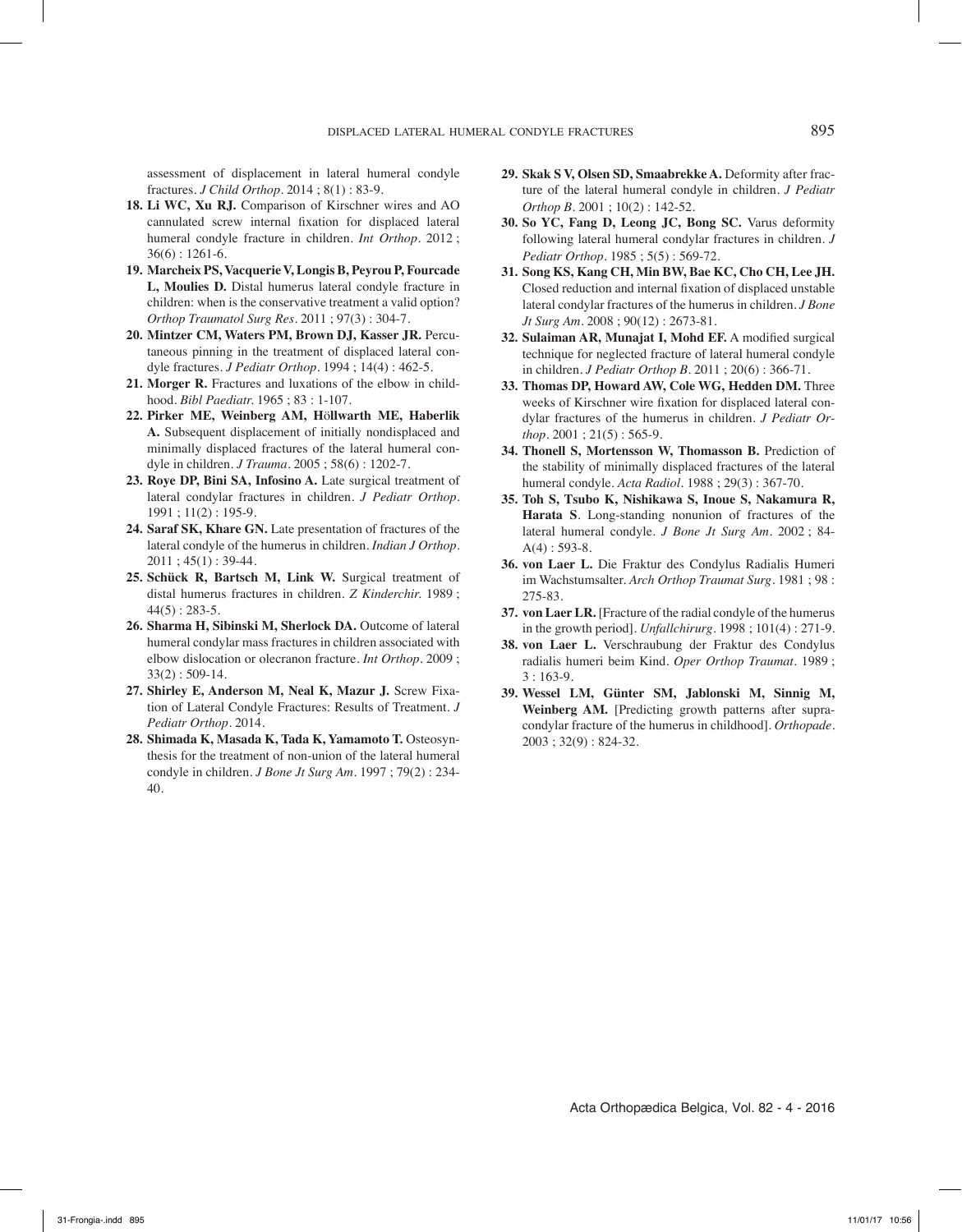assessment of displacement in lateral humeral condyle fractures. *J Child Orthop*. 2014 ; 8(1) : 83-9.

18. **Li WC, Xu RJ.** Comparison of Kirschner wires and AO cannulated screw internal fixation for displaced lateral humeral condyle fracture in children. *Int Orthop*. 2012 ; 36(6) : 1261-6.
19. **Marcheix PS, Vacquerie V, Longis B, Peyrou P, Fourcade L, Moulies D.** Distal humerus lateral condyle fracture in children: when is the conservative treatment a valid option? *Orthop Traumatol Surg Res*. 2011 ; 97(3) : 304-7.
20. **Mintzer CM, Waters PM, Brown DJ, Kasser JR.** Percutaneous pinning in the treatment of displaced lateral condyle fractures. *J Pediatr Orthop*. 1994 ; 14(4) : 462-5.
21. **Morger R.** Fractures and luxations of the elbow in childhood. *Bibl Paediatr*. 1965 ; 83 : 1-107.
22. **Pirker ME, Weinberg AM, Höllwarth ME, Haberlik A.** Subsequent displacement of initially nondisplaced and minimally displaced fractures of the lateral humeral condyle in children. *J Trauma*. 2005 ; 58(6) : 1202-7.
23. **Roye DP, Bini SA, Infosino A.** Late surgical treatment of lateral condylar fractures in children. *J Pediatr Orthop*. 1991 ; 11(2) : 195-9.
24. **Saraf SK, Khare GN.** Late presentation of fractures of the lateral condyle of the humerus in children. *Indian J Orthop*. 2011 ; 45(1) : 39-44.
25. **Schück R, Bartsch M, Link W.** Surgical treatment of distal humerus fractures in children. *Z Kinderchir*. 1989 ; 44(5) : 283-5.
26. **Sharma H, Sibinski M, Sherlock DA.** Outcome of lateral humeral condylar mass fractures in children associated with elbow dislocation or olecranon fracture. *Int Orthop*. 2009 ; 33(2) : 509-14.
27. **Shirley E, Anderson M, Neal K, Mazur J.** Screw Fixation of Lateral Condyle Fractures: Results of Treatment. *J Pediatr Orthop*. 2014.
28. **Shimada K, Masada K, Tada K, Yamamoto T.** Osteosynthesis for the treatment of non-union of the lateral humeral condyle in children. *J Bone Jt Surg Am*. 1997 ; 79(2) : 234-40.
29. **Skak S V, Olsen SD, Smaabrekke A.** Deformity after fracture of the lateral humeral condyle in children. *J Pediatr Orthop B*. 2001 ; 10(2) : 142-52.
30. **So YC, Fang D, Leong JC, Bong SC.** Varus deformity following lateral humeral condylar fractures in children. *J Pediatr Orthop*. 1985 ; 5(5) : 569-72.
31. **Song KS, Kang CH, Min BW, Bae KC, Cho CH, Lee JH.** Closed reduction and internal fixation of displaced unstable lateral condylar fractures of the humerus in children. *J Bone Jt Surg Am*. 2008 ; 90(12) : 2673-81.
32. **Sulaiman AR, Munajat I, Mohd EF.** A modified surgical technique for neglected fracture of lateral humeral condyle in children. *J Pediatr Orthop B*. 2011 ; 20(6) : 366-71.
33. **Thomas DP, Howard AW, Cole WG, Hedden DM.** Three weeks of Kirschner wire fixation for displaced lateral condylar fractures of the humerus in children. *J Pediatr Orthop*. 2001 ; 21(5) : 565-9.
34. **Thonell S, Mortensson W, Thomasson B.** Prediction of the stability of minimally displaced fractures of the lateral humeral condyle. *Acta Radiol*. 1988 ; 29(3) : 367-70.
35. **Toh S, Tsubo K, Nishikawa S, Inoue S, Nakamura R, Harata S**. Long-standing nonunion of fractures of the lateral humeral condyle. *J Bone Jt Surg Am*. 2002 ; 84-A(4) : 593-8.
36. **von Laer L.** Die Fraktur des Condylus Radialis Humeri im Wachstumsalter. *Arch Orthop Traumat Surg*. 1981 ; 98 : 275-83.
37. **von Laer LR.** [Fracture of the radial condyle of the humerus in the growth period]. *Unfallchirurg*. 1998 ; 101(4) : 271-9.
38. **von Laer L.** Verschraubung der Fraktur des Condylus radialis humeri beim Kind. *Oper Orthop Traumat*. 1989 ; 3 : 163-9.
39. **Wessel LM, Günter SM, Jablonski M, Sinnig M, Weinberg AM.** [Predicting growth patterns after supracondylar fracture of the humerus in childhood]. *Orthopade*. 2003 ; 32(9) : 824-32.